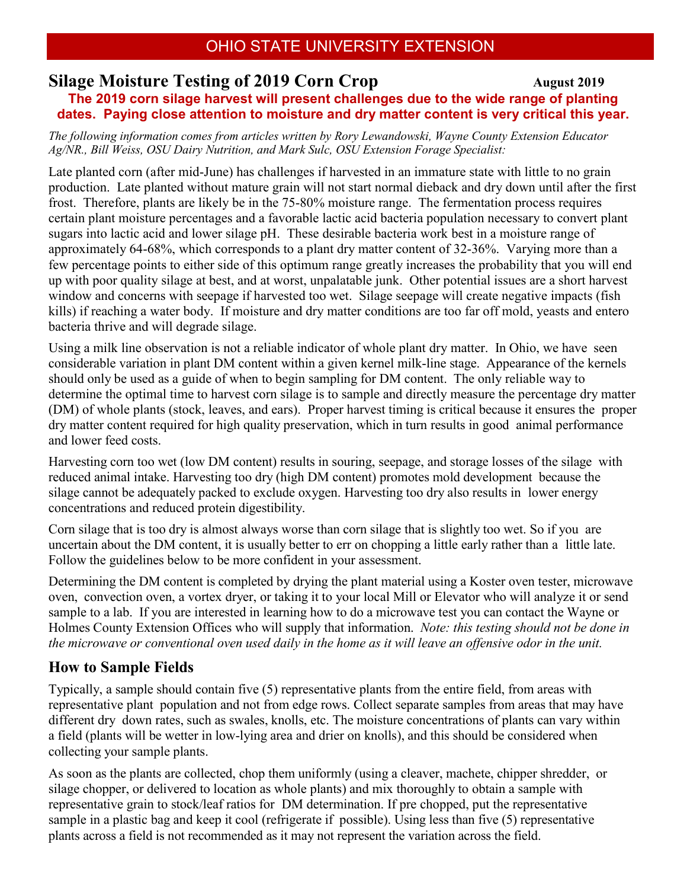OHIO STATE UNIVERSITY EXTENSION

# Silage Moisture Testing of 2019 Corn Crop

**August 2019**

**The 2019 corn silage harvest will present challenges due to the wide range of planting dates. Paying close attention to moisture and dry matter content is very critical this year.**

*The following information comes from articles written by Rory Lewandowski, Wayne County Extension Educator Ag/NR., Bill Weiss, OSU Dairy Nutrition, and Mark Sulc, OSU Extension Forage Specialist:*

Late planted corn (after mid-June) has challenges if harvested in an immature state with little to no grain production. Late planted without mature grain will not start normal dieback and dry down until after the first frost. Therefore, plants are likely be in the 75-80% moisture range. The fermentation process requires certain plant moisture percentages and a favorable lactic acid bacteria population necessary to convert plant sugars into lactic acid and lower silage pH. These desirable bacteria work best in a moisture range of approximately 64-68%, which corresponds to a plant dry matter content of 32-36%. Varying more than a few percentage points to either side of this optimum range greatly increases the probability that you will end up with poor quality silage at best, and at worst, unpalatable junk. Other potential issues are a short harvest window and concerns with seepage if harvested too wet. Silage seepage will create negative impacts (fish kills) if reaching a water body. If moisture and dry matter conditions are too far off mold, yeasts and entero bacteria thrive and will degrade silage.

Using a milk line observation is not a reliable indicator of whole plant dry matter. In Ohio, we have seen considerable variation in plant DM content within a given kernel milk-line stage. Appearance of the kernels should only be used as a guide of when to begin sampling for DM content. The only reliable way to determine the optimal time to harvest corn silage is to sample and directly measure the percentage dry matter (DM) of whole plants (stock, leaves, and ears). Proper harvest timing is critical because it ensures the proper dry matter content required for high quality preservation, which in turn results in good animal performance and lower feed costs.

Harvesting corn too wet (low DM content) results in souring, seepage, and storage losses of the silage with reduced animal intake. Harvesting too dry (high DM content) promotes mold development because the silage cannot be adequately packed to exclude oxygen. Harvesting too dry also results in lower energy concentrations and reduced protein digestibility.

Corn silage that is too dry is almost always worse than corn silage that is slightly too wet. So if you are uncertain about the DM content, it is usually better to err on chopping a little early rather than a little late. Follow the guidelines below to be more confident in your assessment.

Determining the DM content is completed by drying the plant material using a Koster oven tester, microwave oven, convection oven, a vortex dryer, or taking it to your local Mill or Elevator who will analyze it or send sample to a lab. If you are interested in learning how to do a microwave test you can contact the Wayne or Holmes County Extension Offices who will supply that information. *Note: this testing should not be done in the microwave or conventional oven used daily in the home as it will leave an offensive odor in the unit.*

## How to Sample Fields

Typically, a sample should contain five (5) representative plants from the entire field, from areas with representative plant population and not from edge rows. Collect separate samples from areas that may have different dry down rates, such as swales, knolls, etc. The moisture concentrations of plants can vary within a field (plants will be wetter in low-lying area and drier on knolls), and this should be considered when collecting your sample plants.

As soon as the plants are collected, chop them uniformly (using a cleaver, machete, chipper shredder, or silage chopper, or delivered to location as whole plants) and mix thoroughly to obtain a sample with representative grain to stock/leaf ratios for DM determination. If pre chopped, put the representative sample in a plastic bag and keep it cool (refrigerate if possible). Using less than five (5) representative plants across a field is not recommended as it may not represent the variation across the field.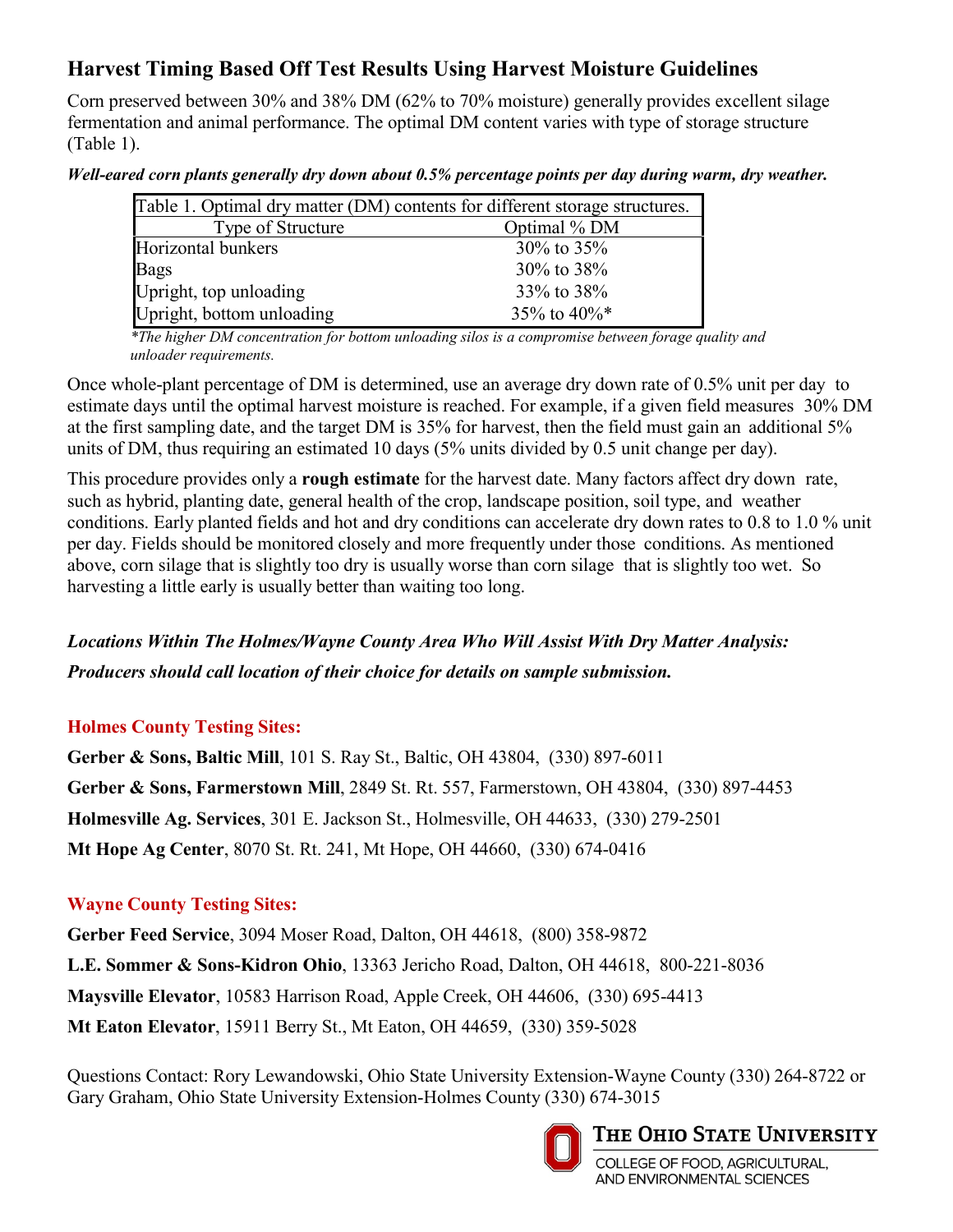## Harvest Timing Based Off Test Results Using Harvest Moisture Guidelines

Corn preserved between 30% and 38% DM (62% to 70% moisture) generally provides excellent silage fermentation and animal performance. The optimal DM content varies with type of storage structure (Table 1).

***Well-eared corn plants generally dry down about 0.5% percentage points per day during warm, dry weather.***

Table 1. Optimal dry matter (DM) contents for different storage structures.

| Type of Structure | Optimal % DM |
|---|---|
| Horizontal bunkers | 30% to 35% |
| Bags | 30% to 38% |
| Upright, top unloading | 33% to 38% |
| Upright, bottom unloading | 35% to 40%* |

*\*The higher DM concentration for bottom unloading silos is a compromise between forage quality and unloader requirements.*

Once whole-plant percentage of DM is determined, use an average dry down rate of 0.5% unit per day to estimate days until the optimal harvest moisture is reached. For example, if a given field measures 30% DM at the first sampling date, and the target DM is 35% for harvest, then the field must gain an additional 5% units of DM, thus requiring an estimated 10 days (5% units divided by 0.5 unit change per day).

This procedure provides only a **rough estimate** for the harvest date. Many factors affect dry down rate, such as hybrid, planting date, general health of the crop, landscape position, soil type, and weather conditions. Early planted fields and hot and dry conditions can accelerate dry down rates to 0.8 to 1.0 % unit per day. Fields should be monitored closely and more frequently under those conditions. As mentioned above, corn silage that is slightly too dry is usually worse than corn silage that is slightly too wet. So harvesting a little early is usually better than waiting too long.

***Locations Within The Holmes/Wayne County Area Who Will Assist With Dry Matter Analysis:***

***Producers should call location of their choice for details on sample submission.***

### Holmes County Testing Sites:

**Gerber & Sons, Baltic Mill**, 101 S. Ray St., Baltic, OH 43804, (330) 897-6011

**Gerber & Sons, Farmerstown Mill**, 2849 St. Rt. 557, Farmerstown, OH 43804, (330) 897-4453

**Holmesville Ag. Services**, 301 E. Jackson St., Holmesville, OH 44633, (330) 279-2501

**Mt Hope Ag Center**, 8070 St. Rt. 241, Mt Hope, OH 44660, (330) 674-0416

### Wayne County Testing Sites:

**Gerber Feed Service**, 3094 Moser Road, Dalton, OH 44618, (800) 358-9872

**L.E. Sommer & Sons-Kidron Ohio**, 13363 Jericho Road, Dalton, OH 44618, 800-221-8036

**Maysville Elevator**, 10583 Harrison Road, Apple Creek, OH 44606, (330) 695-4413

**Mt Eaton Elevator**, 15911 Berry St., Mt Eaton, OH 44659, (330) 359-5028

Questions Contact: Rory Lewandowski, Ohio State University Extension-Wayne County (330) 264-8722 or Gary Graham, Ohio State University Extension-Holmes County (330) 674-3015

THE OHIO STATE UNIVERSITY

COLLEGE OF FOOD, AGRICULTURAL, AND ENVIRONMENTAL SCIENCES